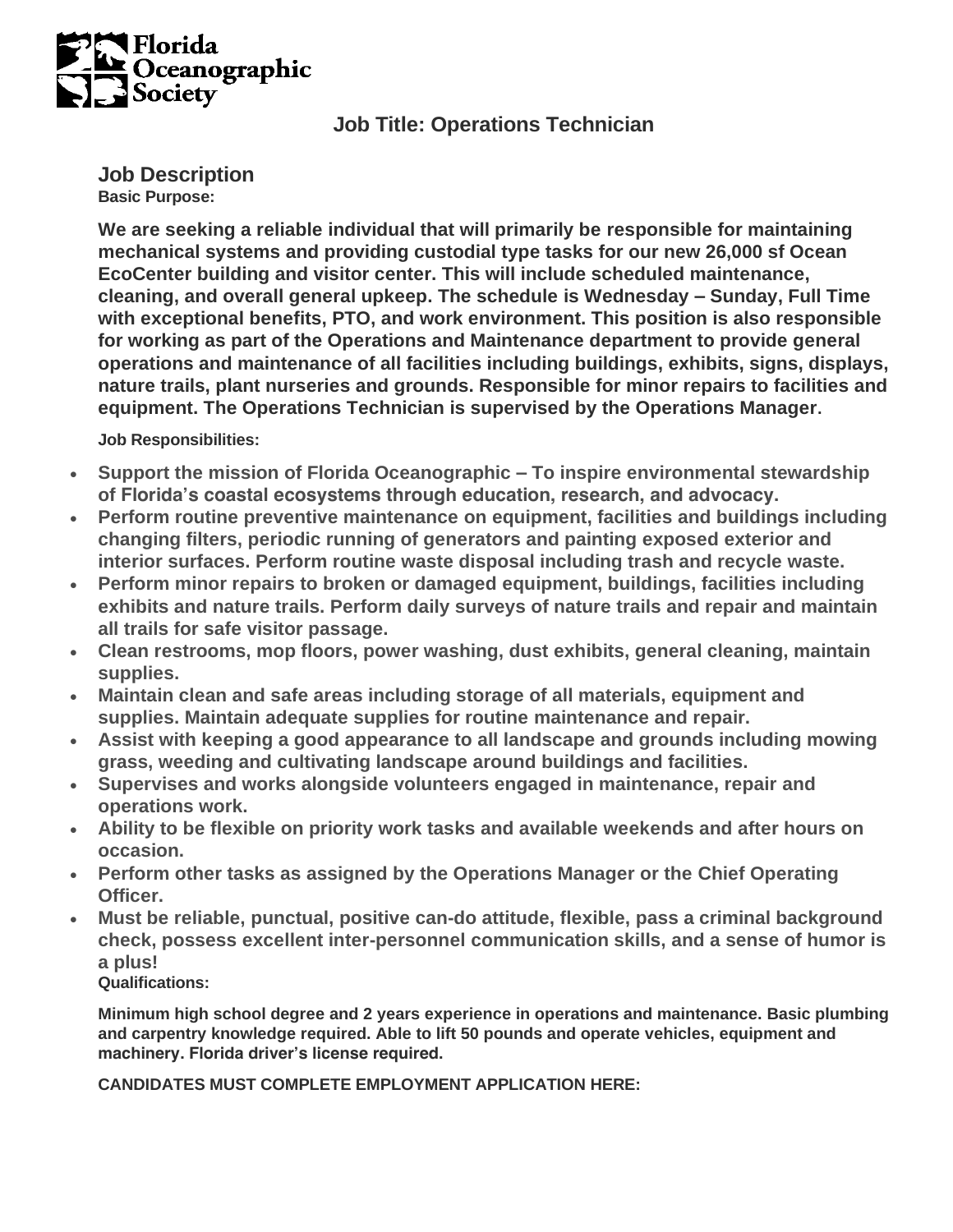Florida Oceanographic Society

## Job Title: Operations Technician

### Job Description

**Basic Purpose:**

**We are seeking a reliable individual that will primarily be responsible for maintaining mechanical systems and providing custodial type tasks for our new 26,000 sf Ocean EcoCenter building and visitor center. This will include scheduled maintenance, cleaning, and overall general upkeep. The schedule is Wednesday – Sunday, Full Time with exceptional benefits, PTO, and work environment. This position is also responsible for working as part of the Operations and Maintenance department to provide general operations and maintenance of all facilities including buildings, exhibits, signs, displays, nature trails, plant nurseries and grounds. Responsible for minor repairs to facilities and equipment. The Operations Technician is supervised by the Operations Manager.**

**Job Responsibilities:**

- **Support the mission of Florida Oceanographic – To inspire environmental stewardship of Florida's coastal ecosystems through education, research, and advocacy.**
- **Perform routine preventive maintenance on equipment, facilities and buildings including changing filters, periodic running of generators and painting exposed exterior and interior surfaces. Perform routine waste disposal including trash and recycle waste.**
- **Perform minor repairs to broken or damaged equipment, buildings, facilities including exhibits and nature trails. Perform daily surveys of nature trails and repair and maintain all trails for safe visitor passage.**
- **Clean restrooms, mop floors, power washing, dust exhibits, general cleaning, maintain supplies.**
- **Maintain clean and safe areas including storage of all materials, equipment and supplies. Maintain adequate supplies for routine maintenance and repair.**
- **Assist with keeping a good appearance to all landscape and grounds including mowing grass, weeding and cultivating landscape around buildings and facilities.**
- **Supervises and works alongside volunteers engaged in maintenance, repair and operations work.**
- **Ability to be flexible on priority work tasks and available weekends and after hours on occasion.**
- **Perform other tasks as assigned by the Operations Manager or the Chief Operating Officer.**
- **Must be reliable, punctual, positive can-do attitude, flexible, pass a criminal background check, possess excellent inter-personnel communication skills, and a sense of humor is a plus!**

**Qualifications:**

**Minimum high school degree and 2 years experience in operations and maintenance. Basic plumbing and carpentry knowledge required. Able to lift 50 pounds and operate vehicles, equipment and machinery. Florida driver's license required.**

**CANDIDATES MUST COMPLETE EMPLOYMENT APPLICATION HERE:**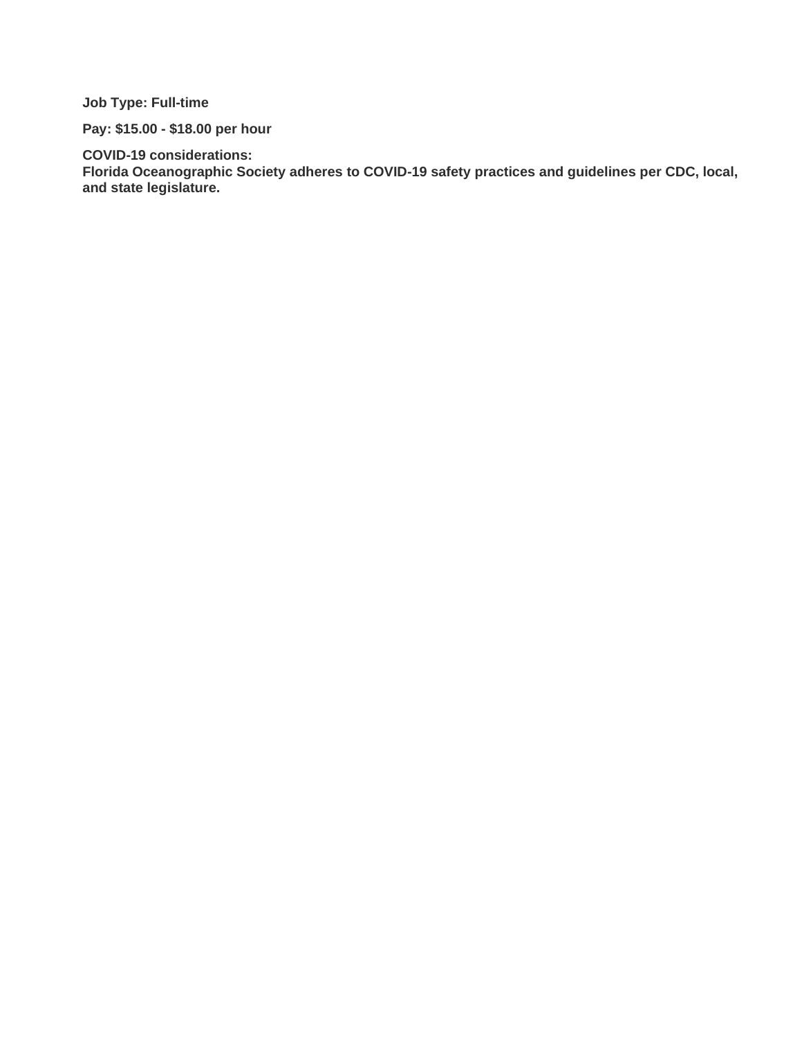**Job Type: Full-time**

**Pay: $15.00 - $18.00 per hour**

**COVID-19 considerations:**
**Florida Oceanographic Society adheres to COVID-19 safety practices and guidelines per CDC, local, and state legislature.**